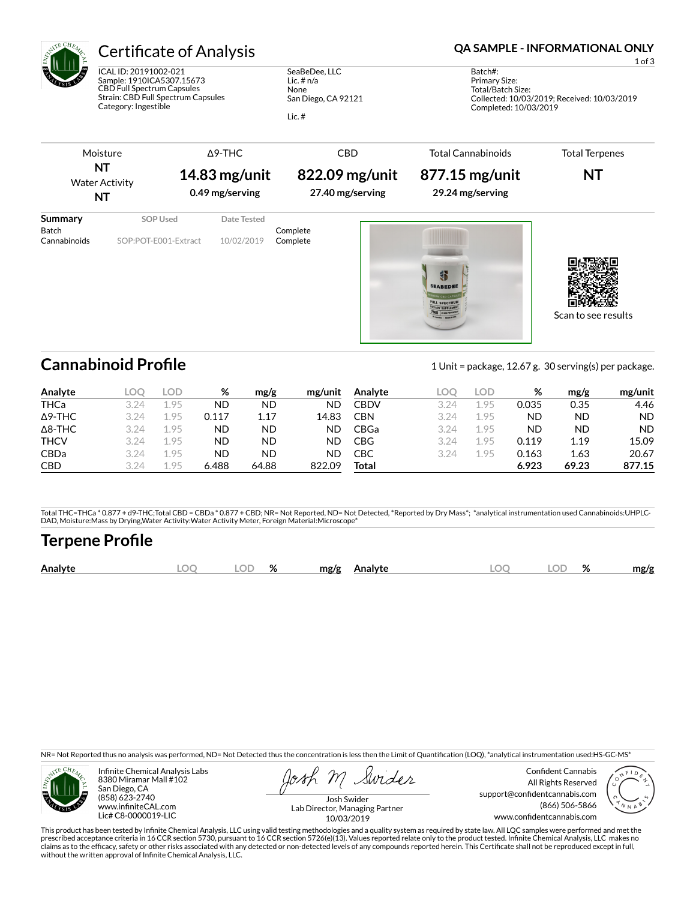# Certificate of Analysis

**QA SAMPLE - INFORMATIONAL ONLY**

ICAL ID: 20191002-021
Sample: 1910ICA5307.15673
CBD Full Spectrum Capsules
Strain: CBD Full Spectrum Capsules
Category: Ingestible

SeaBeDee, LLC
Lic. # n/a
None
San Diego, CA 92121

Lic. #

Batch#:
Primary Size:
Total/Batch Size:
Collected: 10/03/2019; Received: 10/03/2019
Completed: 10/03/2019

| Moisture | Δ9-THC | CBD | Total Cannabinoids | Total Terpenes |
|---|---|---|---|---|
| **NT** | **14.83 mg/unit** | **822.09 mg/unit** | **877.15 mg/unit** | **NT** |
| Water Activity **NT** | **0.49 mg/serving** | **27.40 mg/serving** | **29.24 mg/serving** | |

| Summary | SOP Used | Date Tested | |
|---|---|---|---|
| Batch | | | Complete |
| Cannabinoids | SOP:POT-E001-Extract | 10/02/2019 | Complete |

Scan to see results

## Cannabinoid Profile

1 Unit = package, 12.67 g. 30 serving(s) per package.

| Analyte | LOQ | LOD | % | mg/g | mg/unit | Analyte | LOQ | LOD | % | mg/g | mg/unit |
|---|---|---|---|---|---|---|---|---|---|---|---|
| THCa | 3.24 | 1.95 | ND | ND | ND | CBDV | 3.24 | 1.95 | 0.035 | 0.35 | 4.46 |
| Δ9-THC | 3.24 | 1.95 | 0.117 | 1.17 | 14.83 | CBN | 3.24 | 1.95 | ND | ND | ND |
| Δ8-THC | 3.24 | 1.95 | ND | ND | ND | CBGa | 3.24 | 1.95 | ND | ND | ND |
| THCV | 3.24 | 1.95 | ND | ND | ND | CBG | 3.24 | 1.95 | 0.119 | 1.19 | 15.09 |
| CBDa | 3.24 | 1.95 | ND | ND | ND | CBC | 3.24 | 1.95 | 0.163 | 1.63 | 20.67 |
| CBD | 3.24 | 1.95 | 6.488 | 64.88 | 822.09 | **Total** | | | **6.923** | **69.23** | **877.15** |

Total THC=THCa * 0.877 + d9-THC;Total CBD = CBDa * 0.877 + CBD; NR= Not Reported, ND= Not Detected, *Reported by Dry Mass*; *analytical instrumentation used Cannabinoids:UHPLC-DAD, Moisture:Mass by Drying,Water Activity:Water Activity Meter, Foreign Material:Microscope*

## Terpene Profile

| Analyte | LOQ | LOD | % | mg/g | Analyte | LOQ | LOD | % | mg/g |
|---|---|---|---|---|---|---|---|---|---|

NR= Not Reported thus no analysis was performed, ND= Not Detected thus the concentration is less then the Limit of Quantification (LOQ), *analytical instrumentation used:HS-GC-MS*

Infinite Chemical Analysis Labs
8380 Miramar Mall #102
San Diego, CA
(858) 623-2740
www.infiniteCAL.com
Lic# C8-0000019-LIC

Josh Swider
Lab Director, Managing Partner
10/03/2019

Confident Cannabis
All Rights Reserved
support@confidentcannabis.com
(866) 506-5866
www.confidentcannabis.com

This product has been tested by Infinite Chemical Analysis, LLC using valid testing methodologies and a quality system as required by state law. All LQC samples were performed and met the prescribed acceptance criteria in 16 CCR section 5730, pursuant to 16 CCR section 5726(e)(13). Values reported relate only to the product tested. Infinite Chemical Analysis, LLC makes no claims as to the efficacy, safety or other risks associated with any detected or non-detected levels of any compounds reported herein. This Certificate shall not be reproduced except in full, without the written approval of Infinite Chemical Analysis, LLC.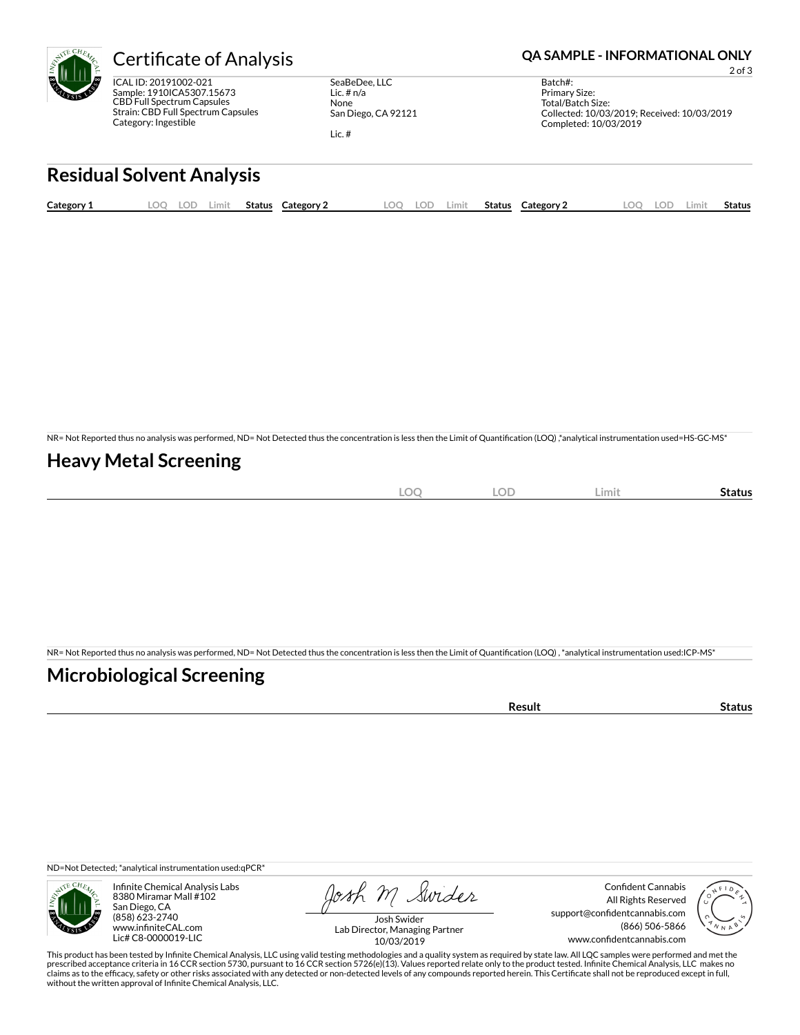# Certificate of Analysis

**QA SAMPLE - INFORMATIONAL ONLY**

ICAL ID: 20191002-021
Sample: 1910ICA5307.15673
CBD Full Spectrum Capsules
Strain: CBD Full Spectrum Capsules
Category: Ingestible

SeaBeDee, LLC
Lic. # n/a
None
San Diego, CA 92121

Lic. #

Batch#:
Primary Size:
Total/Batch Size:
Collected: 10/03/2019; Received: 10/03/2019
Completed: 10/03/2019

## Residual Solvent Analysis

| Category 1 | LOQ | LOD | Limit | Status | Category 2 | LOQ | LOD | Limit | Status | Category 2 | LOQ | LOD | Limit | Status |
|---|---|---|---|---|---|---|---|---|---|---|---|---|---|---|

NR= Not Reported thus no analysis was performed, ND= Not Detected thus the concentration is less then the Limit of Quantification (LOQ) ,*analytical instrumentation used=HS-GC-MS*

## Heavy Metal Screening

| | LOQ | LOD | Limit | Status |
|---|---|---|---|---|

NR= Not Reported thus no analysis was performed, ND= Not Detected thus the concentration is less then the Limit of Quantification (LOQ) , *analytical instrumentation used:ICP-MS*

## Microbiological Screening

| | Result | Status |
|---|---|---|

ND=Not Detected; *analytical instrumentation used:qPCR*

Infinite Chemical Analysis Labs
8380 Miramar Mall #102
San Diego, CA
(858) 623-2740
www.infiniteCAL.com
Lic# C8-0000019-LIC

Josh Swider
Lab Director, Managing Partner
10/03/2019

Confident Cannabis
All Rights Reserved
support@confidentcannabis.com
(866) 506-5866
www.confidentcannabis.com

This product has been tested by Infinite Chemical Analysis, LLC using valid testing methodologies and a quality system as required by state law. All LQC samples were performed and met the prescribed acceptance criteria in 16 CCR section 5730, pursuant to 16 CCR section 5726(e)(13). Values reported relate only to the product tested. Infinite Chemical Analysis, LLC makes no claims as to the efficacy, safety or other risks associated with any detected or non-detected levels of any compounds reported herein. This Certificate shall not be reproduced except in full, without the written approval of Infinite Chemical Analysis, LLC.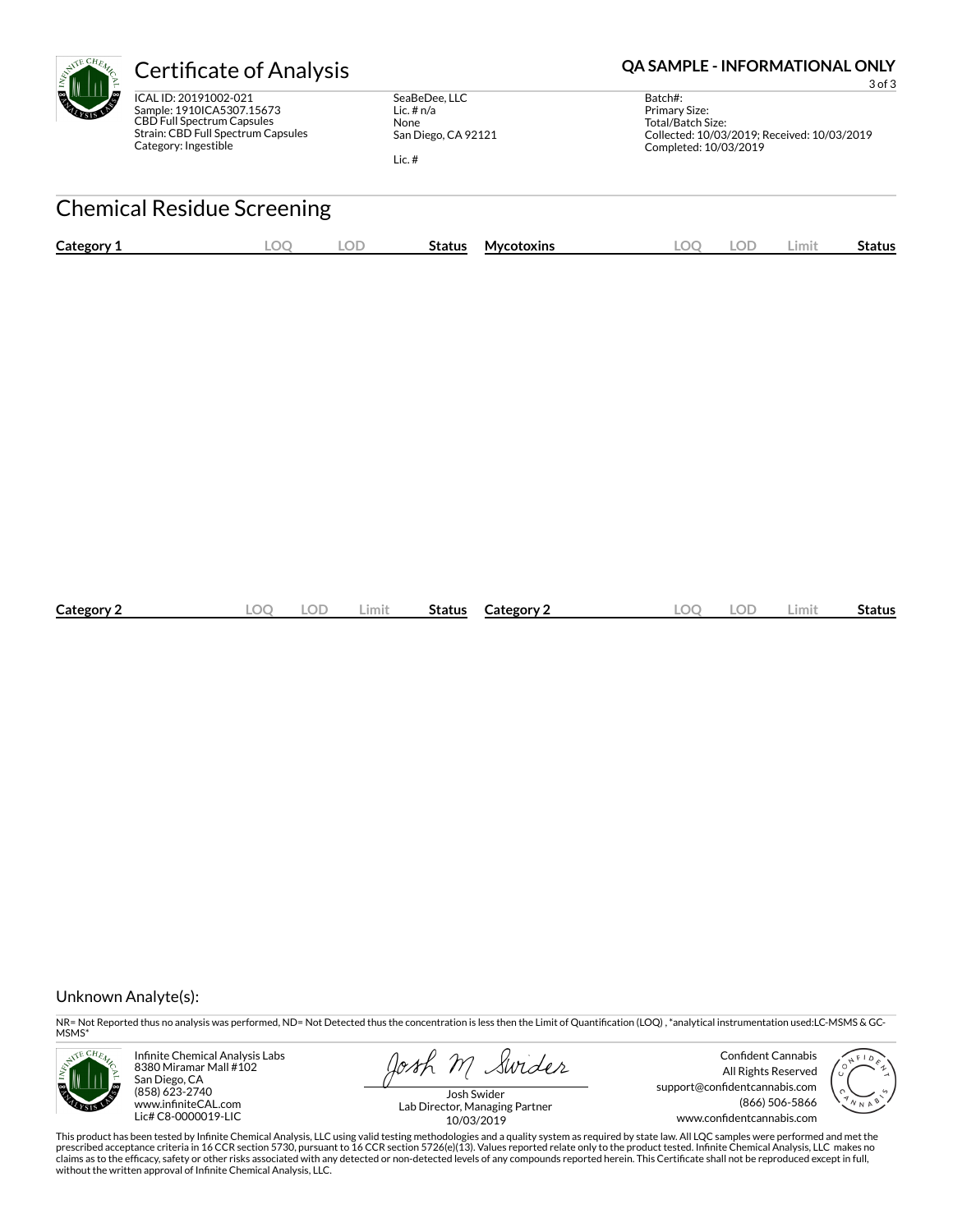# Certificate of Analysis

**QA SAMPLE - INFORMATIONAL ONLY**

ICAL ID: 20191002-021
Sample: 1910ICA5307.15673
CBD Full Spectrum Capsules
Strain: CBD Full Spectrum Capsules
Category: Ingestible

SeaBeDee, LLC
Lic. # n/a
None
San Diego, CA 92121

Lic. #

Batch#:
Primary Size:
Total/Batch Size:
Collected: 10/03/2019; Received: 10/03/2019
Completed: 10/03/2019

## Chemical Residue Screening

| Category 1 | LOQ | LOD | Status |
|---|---|---|---|

| Mycotoxins | LOQ | LOD | Limit | Status |
|---|---|---|---|---|

| Category 2 | LOQ | LOD | Limit | Status |
|---|---|---|---|---|

| Category 2 | LOQ | LOD | Limit | Status |
|---|---|---|---|---|

Unknown Analyte(s):

NR= Not Reported thus no analysis was performed, ND= Not Detected thus the concentration is less then the Limit of Quantification (LOQ) , *analytical instrumentation used:LC-MSMS & GC-MSMS*

Infinite Chemical Analysis Labs
8380 Miramar Mall #102
San Diego, CA
(858) 623-2740
www.infiniteCAL.com
Lic# C8-0000019-LIC

Josh Swider
Lab Director, Managing Partner
10/03/2019

Confident Cannabis
All Rights Reserved
support@confidentcannabis.com
(866) 506-5866
www.confidentcannabis.com

This product has been tested by Infinite Chemical Analysis, LLC using valid testing methodologies and a quality system as required by state law. All LQC samples were performed and met the prescribed acceptance criteria in 16 CCR section 5730, pursuant to 16 CCR section 5726(e)(13). Values reported relate only to the product tested. Infinite Chemical Analysis, LLC makes no claims as to the efficacy, safety or other risks associated with any detected or non-detected levels of any compounds reported herein. This Certificate shall not be reproduced except in full, without the written approval of Infinite Chemical Analysis, LLC.